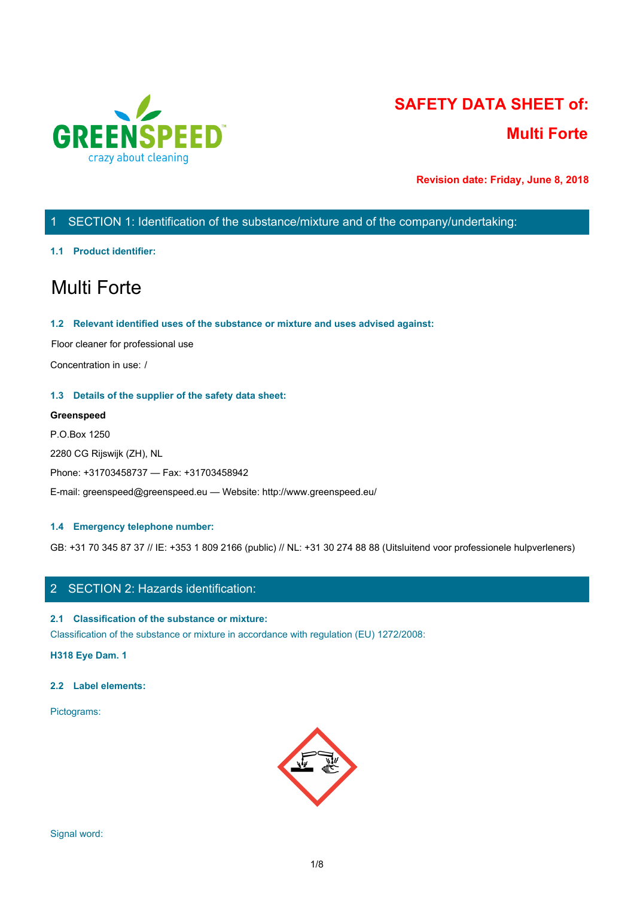GREENSPEED
crazy about cleaning

# SAFETY DATA SHEET of:
# Multi Forte

**Revision date: Friday, June 8, 2018**

## 1 SECTION 1: Identification of the substance/mixture and of the company/undertaking:

### 1.1 Product identifier:

# Multi Forte

### 1.2 Relevant identified uses of the substance or mixture and uses advised against:

Floor cleaner for professional use

Concentration in use: /

### 1.3 Details of the supplier of the safety data sheet:

**Greenspeed**

P.O.Box 1250

2280 CG Rijswijk (ZH), NL

Phone: +31703458737 — Fax: +31703458942

E-mail: greenspeed@greenspeed.eu — Website: http://www.greenspeed.eu/

### 1.4 Emergency telephone number:

GB: +31 70 345 87 37 // IE: +353 1 809 2166 (public) // NL: +31 30 274 88 88 (Uitsluitend voor professionele hulpverleners)

## 2 SECTION 2: Hazards identification:

### 2.1 Classification of the substance or mixture:

Classification of the substance or mixture in accordance with regulation (EU) 1272/2008:

**H318 Eye Dam. 1**

### 2.2 Label elements:

Pictograms:

Signal word: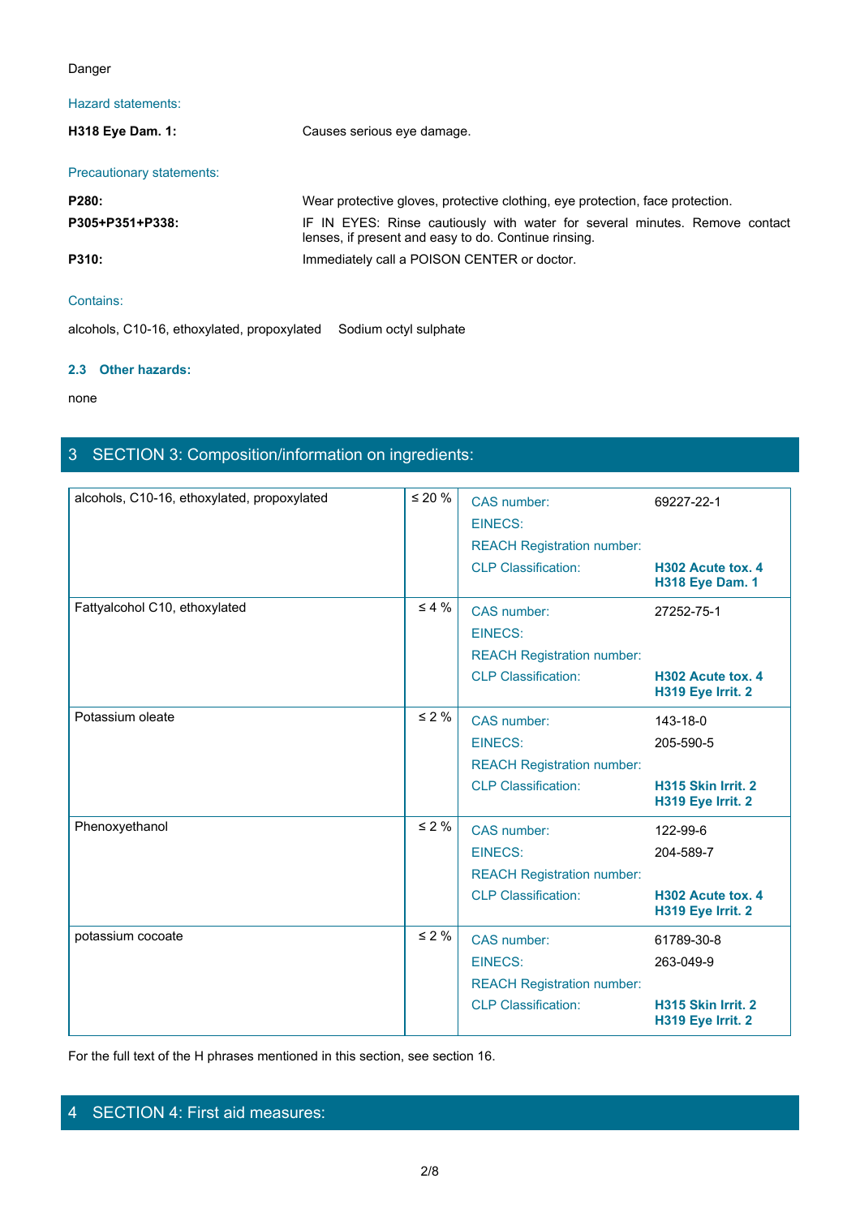Danger

Hazard statements:

| | |
|---|---|
| **H318 Eye Dam. 1:** | Causes serious eye damage. |

Precautionary statements:

| | |
|---|---|
| **P280:** | Wear protective gloves, protective clothing, eye protection, face protection. |
| **P305+P351+P338:** | IF IN EYES: Rinse cautiously with water for several minutes. Remove contact lenses, if present and easy to do. Continue rinsing. |
| **P310:** | Immediately call a POISON CENTER or doctor. |

Contains:

alcohols, C10-16, ethoxylated, propoxylated     Sodium octyl sulphate

### 2.3 Other hazards:

none

## 3 SECTION 3: Composition/information on ingredients:

| Ingredient | Concentration | Identifier | Value |
|---|---|---|---|
| alcohols, C10-16, ethoxylated, propoxylated | ≤ 20 % | CAS number: | 69227-22-1 |
| | | EINECS: | |
| | | REACH Registration number: | |
| | | CLP Classification: | **H302 Acute tox. 4**<br>**H318 Eye Dam. 1** |
| Fattyalcohol C10, ethoxylated | ≤ 4 % | CAS number: | 27252-75-1 |
| | | EINECS: | |
| | | REACH Registration number: | |
| | | CLP Classification: | **H302 Acute tox. 4**<br>**H319 Eye Irrit. 2** |
| Potassium oleate | ≤ 2 % | CAS number: | 143-18-0 |
| | | EINECS: | 205-590-5 |
| | | REACH Registration number: | |
| | | CLP Classification: | **H315 Skin Irrit. 2**<br>**H319 Eye Irrit. 2** |
| Phenoxyethanol | ≤ 2 % | CAS number: | 122-99-6 |
| | | EINECS: | 204-589-7 |
| | | REACH Registration number: | |
| | | CLP Classification: | **H302 Acute tox. 4**<br>**H319 Eye Irrit. 2** |
| potassium cocoate | ≤ 2 % | CAS number: | 61789-30-8 |
| | | EINECS: | 263-049-9 |
| | | REACH Registration number: | |
| | | CLP Classification: | **H315 Skin Irrit. 2**<br>**H319 Eye Irrit. 2** |

For the full text of the H phrases mentioned in this section, see section 16.

## 4 SECTION 4: First aid measures: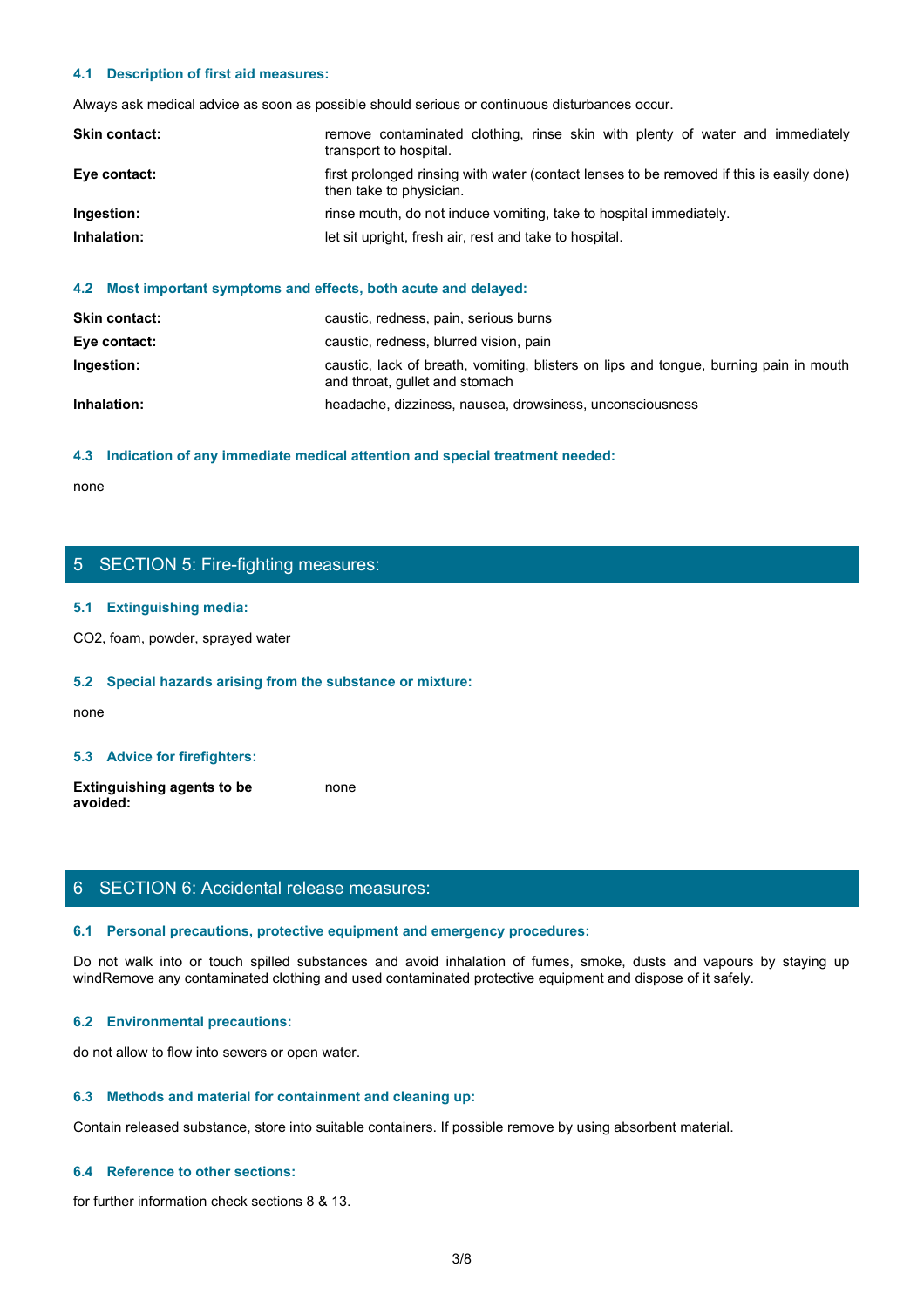### 4.1 Description of first aid measures:

Always ask medical advice as soon as possible should serious or continuous disturbances occur.

| | |
|---|---|
| **Skin contact:** | remove contaminated clothing, rinse skin with plenty of water and immediately transport to hospital. |
| **Eye contact:** | first prolonged rinsing with water (contact lenses to be removed if this is easily done) then take to physician. |
| **Ingestion:** | rinse mouth, do not induce vomiting, take to hospital immediately. |
| **Inhalation:** | let sit upright, fresh air, rest and take to hospital. |

### 4.2 Most important symptoms and effects, both acute and delayed:

| | |
|---|---|
| **Skin contact:** | caustic, redness, pain, serious burns |
| **Eye contact:** | caustic, redness, blurred vision, pain |
| **Ingestion:** | caustic, lack of breath, vomiting, blisters on lips and tongue, burning pain in mouth and throat, gullet and stomach |
| **Inhalation:** | headache, dizziness, nausea, drowsiness, unconsciousness |

### 4.3 Indication of any immediate medical attention and special treatment needed:

none

## 5 SECTION 5: Fire-fighting measures:

### 5.1 Extinguishing media:

$CO_2$, foam, powder, sprayed water

### 5.2 Special hazards arising from the substance or mixture:

none

### 5.3 Advice for firefighters:

| | |
|---|---|
| **Extinguishing agents to be avoided:** | none |

## 6 SECTION 6: Accidental release measures:

### 6.1 Personal precautions, protective equipment and emergency procedures:

Do not walk into or touch spilled substances and avoid inhalation of fumes, smoke, dusts and vapours by staying up windRemove any contaminated clothing and used contaminated protective equipment and dispose of it safely.

### 6.2 Environmental precautions:

do not allow to flow into sewers or open water.

### 6.3 Methods and material for containment and cleaning up:

Contain released substance, store into suitable containers. If possible remove by using absorbent material.

### 6.4 Reference to other sections:

for further information check sections 8 & 13.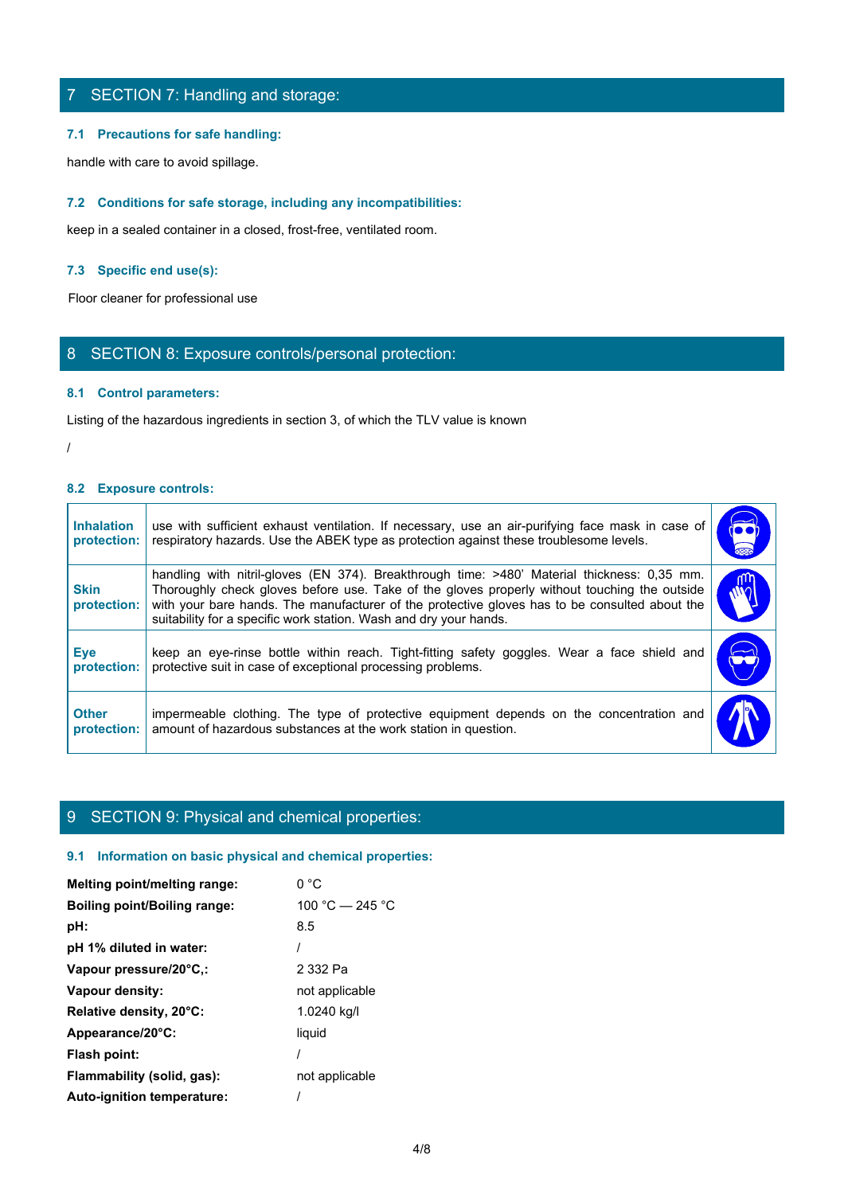## 7 SECTION 7: Handling and storage:

### 7.1 Precautions for safe handling:

handle with care to avoid spillage.

### 7.2 Conditions for safe storage, including any incompatibilities:

keep in a sealed container in a closed, frost-free, ventilated room.

### 7.3 Specific end use(s):

Floor cleaner for professional use

## 8 SECTION 8: Exposure controls/personal protection:

### 8.1 Control parameters:

Listing of the hazardous ingredients in section 3, of which the TLV value is known

/

### 8.2 Exposure controls:

| | | |
|---|---|---|
| **Inhalation protection:** | use with sufficient exhaust ventilation. If necessary, use an air-purifying face mask in case of respiratory hazards. Use the ABEK type as protection against these troublesome levels. | |
| **Skin protection:** | handling with nitril-gloves (EN 374). Breakthrough time: >480' Material thickness: 0,35 mm. Thoroughly check gloves before use. Take of the gloves properly without touching the outside with your bare hands. The manufacturer of the protective gloves has to be consulted about the suitability for a specific work station. Wash and dry your hands. | |
| **Eye protection:** | keep an eye-rinse bottle within reach. Tight-fitting safety goggles. Wear a face shield and protective suit in case of exceptional processing problems. | |
| **Other protection:** | impermeable clothing. The type of protective equipment depends on the concentration and amount of hazardous substances at the work station in question. | |

## 9 SECTION 9: Physical and chemical properties:

### 9.1 Information on basic physical and chemical properties:

| | |
|---|---|
| **Melting point/melting range:** | 0 °C |
| **Boiling point/Boiling range:** | 100 °C — 245 °C |
| **pH:** | 8.5 |
| **pH 1% diluted in water:** | / |
| **Vapour pressure/20°C,:** | 2 332 Pa |
| **Vapour density:** | not applicable |
| **Relative density, 20°C:** | 1.0240 kg/l |
| **Appearance/20°C:** | liquid |
| **Flash point:** | / |
| **Flammability (solid, gas):** | not applicable |
| **Auto-ignition temperature:** | / |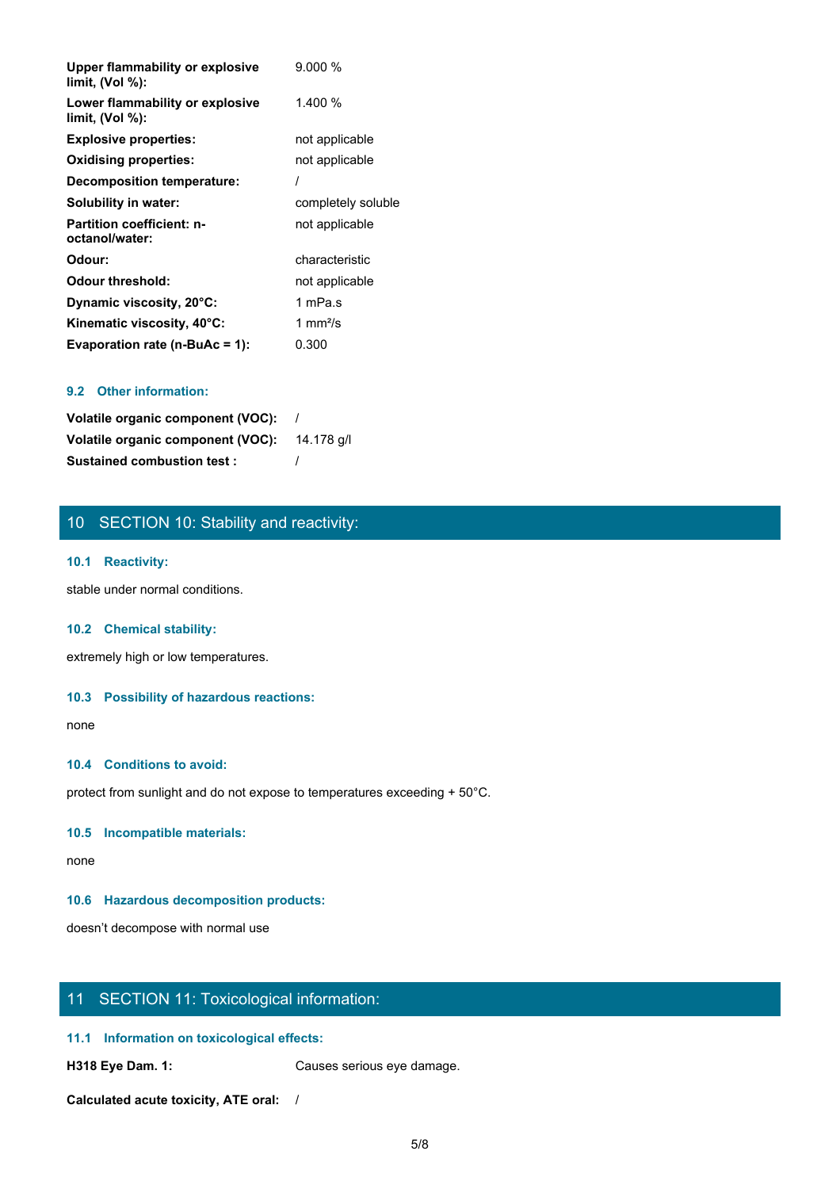| | |
|---|---|
| **Upper flammability or explosive limit, (Vol %):** | 9.000 % |
| **Lower flammability or explosive limit, (Vol %):** | 1.400 % |
| **Explosive properties:** | not applicable |
| **Oxidising properties:** | not applicable |
| **Decomposition temperature:** | / |
| **Solubility in water:** | completely soluble |
| **Partition coefficient: n-octanol/water:** | not applicable |
| **Odour:** | characteristic |
| **Odour threshold:** | not applicable |
| **Dynamic viscosity, 20°C:** | 1 mPa.s |
| **Kinematic viscosity, 40°C:** | 1 mm²/s |
| **Evaporation rate (n-BuAc = 1):** | 0.300 |

### 9.2 Other information:

| | |
|---|---|
| **Volatile organic component (VOC):** | / |
| **Volatile organic component (VOC):** | 14.178 g/l |
| **Sustained combustion test :** | / |

## 10 SECTION 10: Stability and reactivity:

### 10.1 Reactivity:

stable under normal conditions.

### 10.2 Chemical stability:

extremely high or low temperatures.

### 10.3 Possibility of hazardous reactions:

none

### 10.4 Conditions to avoid:

protect from sunlight and do not expose to temperatures exceeding + 50°C.

### 10.5 Incompatible materials:

none

### 10.6 Hazardous decomposition products:

doesn't decompose with normal use

## 11 SECTION 11: Toxicological information:

### 11.1 Information on toxicological effects:

| | |
|---|---|
| **H318 Eye Dam. 1:** | Causes serious eye damage. |
| **Calculated acute toxicity, ATE oral:** | / |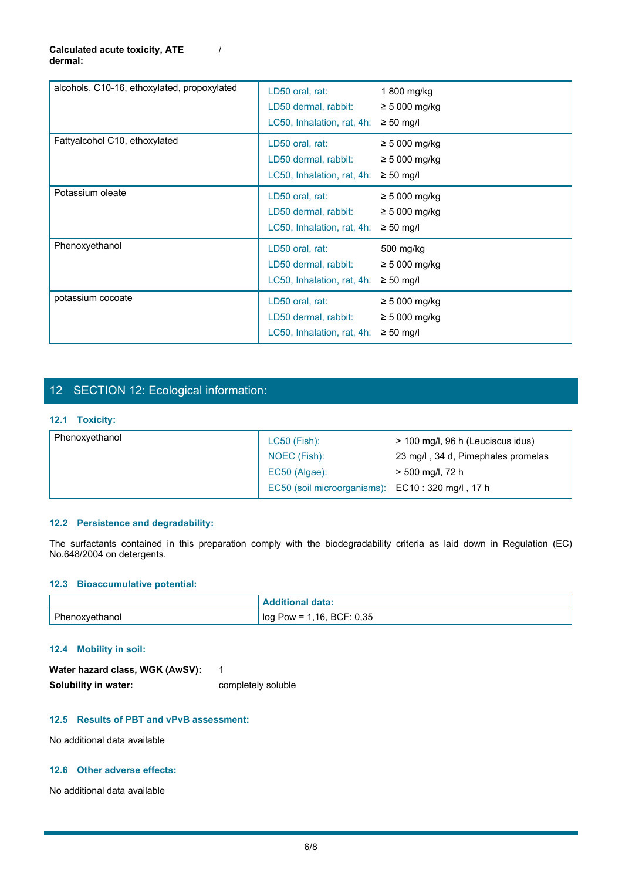**Calculated acute toxicity, ATE dermal:** /

| | | |
|---|---|---|
| alcohols, C10-16, ethoxylated, propoxylated | LD50 oral, rat:<br>LD50 dermal, rabbit:<br>LC50, Inhalation, rat, 4h: | 1 800 mg/kg<br>≥ 5 000 mg/kg<br>≥ 50 mg/l |
| Fattyalcohol C10, ethoxylated | LD50 oral, rat:<br>LD50 dermal, rabbit:<br>LC50, Inhalation, rat, 4h: | ≥ 5 000 mg/kg<br>≥ 5 000 mg/kg<br>≥ 50 mg/l |
| Potassium oleate | LD50 oral, rat:<br>LD50 dermal, rabbit:<br>LC50, Inhalation, rat, 4h: | ≥ 5 000 mg/kg<br>≥ 5 000 mg/kg<br>≥ 50 mg/l |
| Phenoxyethanol | LD50 oral, rat:<br>LD50 dermal, rabbit:<br>LC50, Inhalation, rat, 4h: | 500 mg/kg<br>≥ 5 000 mg/kg<br>≥ 50 mg/l |
| potassium cocoate | LD50 oral, rat:<br>LD50 dermal, rabbit:<br>LC50, Inhalation, rat, 4h: | ≥ 5 000 mg/kg<br>≥ 5 000 mg/kg<br>≥ 50 mg/l |

## 12 SECTION 12: Ecological information:

### 12.1 Toxicity:

| | | |
|---|---|---|
| Phenoxyethanol | LC50 (Fish):<br>NOEC (Fish):<br>EC50 (Algae):<br>EC50 (soil microorganisms): | > 100 mg/l, 96 h (Leuciscus idus)<br>23 mg/l , 34 d, Pimephales promelas<br>> 500 mg/l, 72 h<br>EC10 : 320 mg/l , 17 h |

### 12.2 Persistence and degradability:

The surfactants contained in this preparation comply with the biodegradability criteria as laid down in Regulation (EC) No.648/2004 on detergents.

### 12.3 Bioaccumulative potential:

| | Additional data: |
|---|---|
| Phenoxyethanol | log Pow = 1,16, BCF: 0,35 |

### 12.4 Mobility in soil:

**Water hazard class, WGK (AwSV):** 1

**Solubility in water:** completely soluble

### 12.5 Results of PBT and vPvB assessment:

No additional data available

### 12.6 Other adverse effects:

No additional data available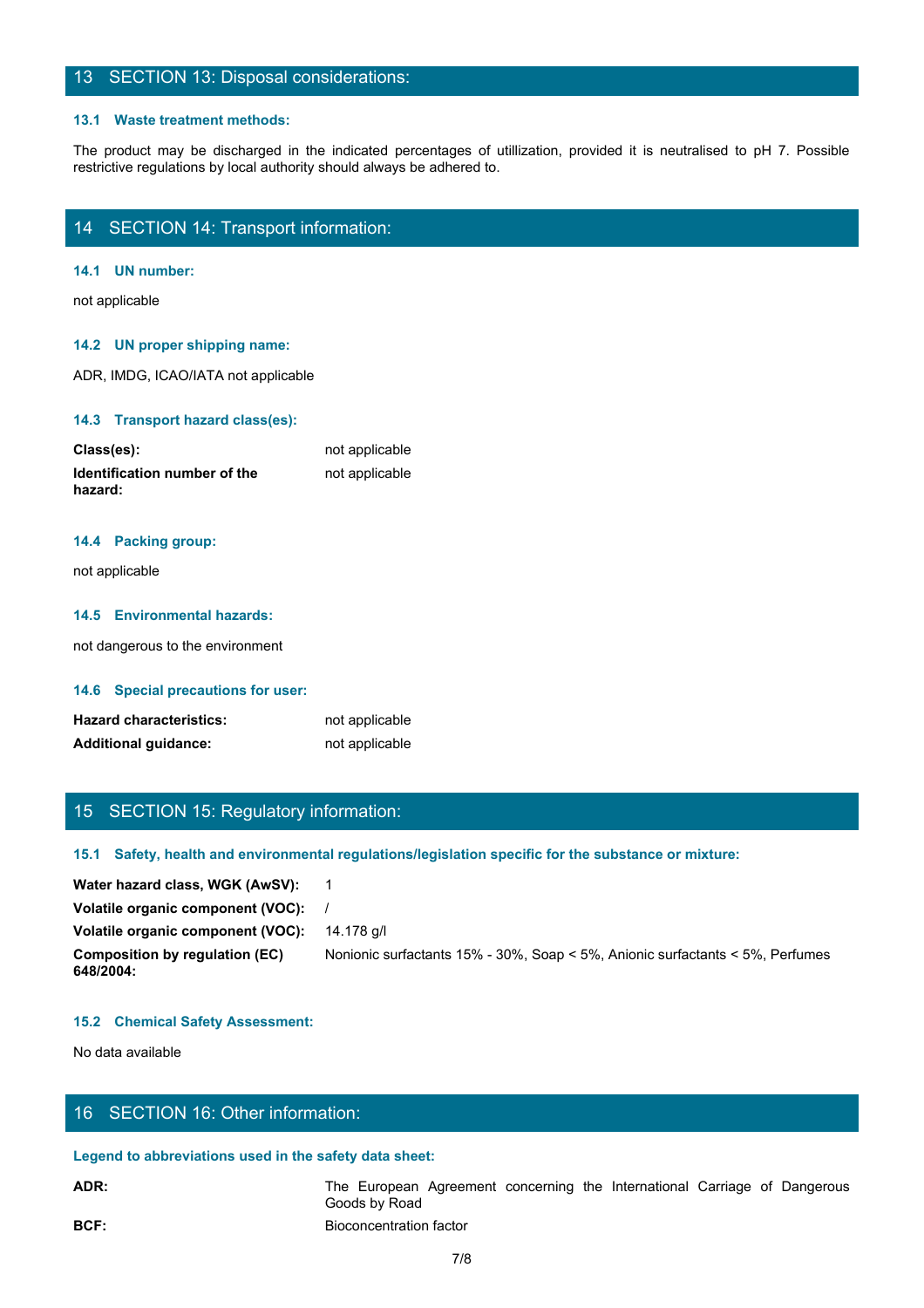## 13 SECTION 13: Disposal considerations:

### 13.1 Waste treatment methods:

The product may be discharged in the indicated percentages of utillization, provided it is neutralised to pH 7. Possible restrictive regulations by local authority should always be adhered to.

## 14 SECTION 14: Transport information:

### 14.1 UN number:

not applicable

### 14.2 UN proper shipping name:

ADR, IMDG, ICAO/IATA not applicable

### 14.3 Transport hazard class(es):

| | |
|---|---|
| **Class(es):** | not applicable |
| **Identification number of the hazard:** | not applicable |

### 14.4 Packing group:

not applicable

### 14.5 Environmental hazards:

not dangerous to the environment

### 14.6 Special precautions for user:

| | |
|---|---|
| **Hazard characteristics:** | not applicable |
| **Additional guidance:** | not applicable |

## 15 SECTION 15: Regulatory information:

### 15.1 Safety, health and environmental regulations/legislation specific for the substance or mixture:

| | |
|---|---|
| **Water hazard class, WGK (AwSV):** | 1 |
| **Volatile organic component (VOC):** | / |
| **Volatile organic component (VOC):** | 14.178 g/l |
| **Composition by regulation (EC) 648/2004:** | Nonionic surfactants 15% - 30%, Soap < 5%, Anionic surfactants < 5%, Perfumes |

### 15.2 Chemical Safety Assessment:

No data available

## 16 SECTION 16: Other information:

### Legend to abbreviations used in the safety data sheet:

| | |
|---|---|
| **ADR:** | The European Agreement concerning the International Carriage of Dangerous Goods by Road |
| **BCF:** | Bioconcentration factor |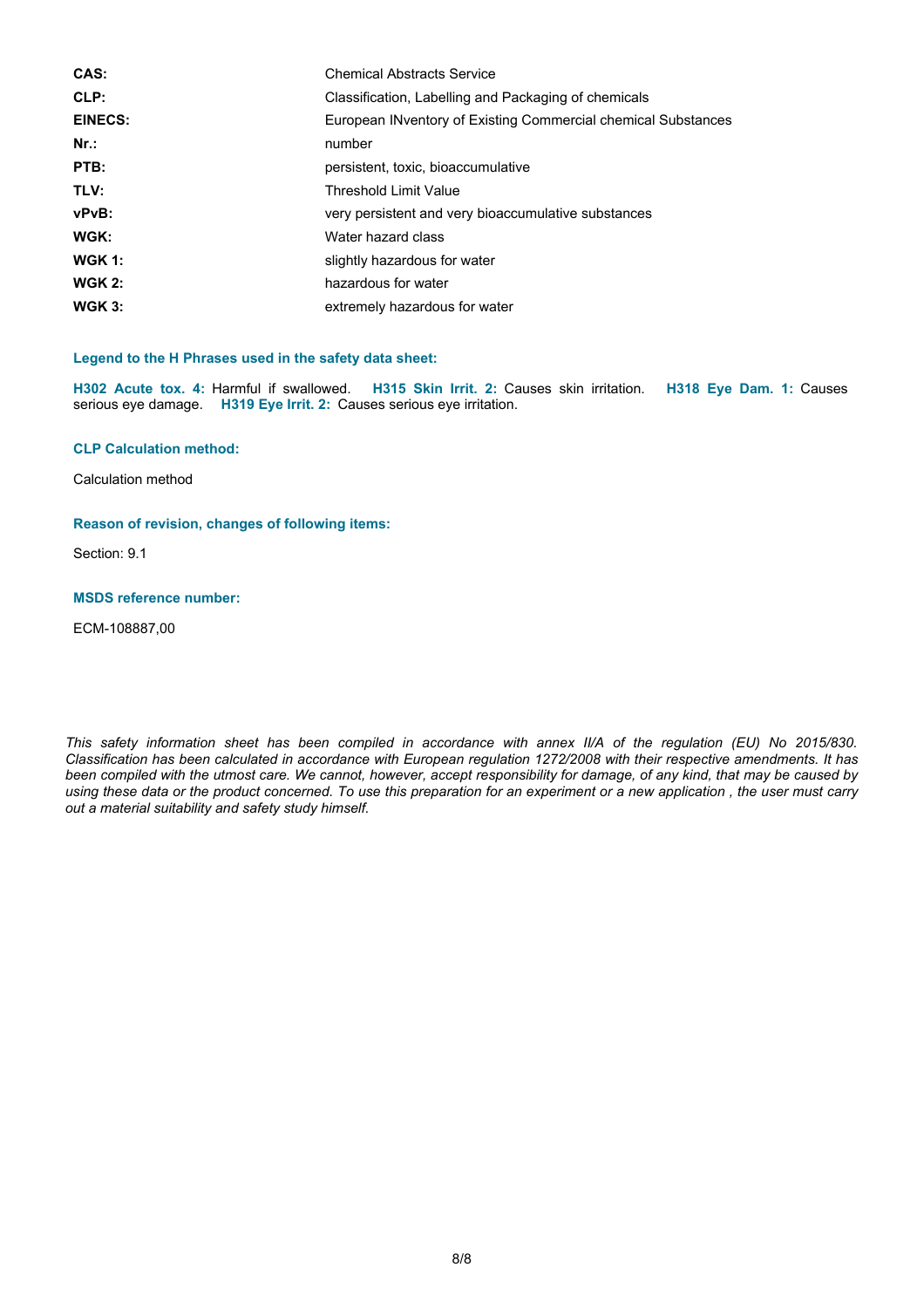| | |
|---|---|
| **CAS:** | Chemical Abstracts Service |
| **CLP:** | Classification, Labelling and Packaging of chemicals |
| **EINECS:** | European INventory of Existing Commercial chemical Substances |
| **Nr.:** | number |
| **PTB:** | persistent, toxic, bioaccumulative |
| **TLV:** | Threshold Limit Value |
| **vPvB:** | very persistent and very bioaccumulative substances |
| **WGK:** | Water hazard class |
| **WGK 1:** | slightly hazardous for water |
| **WGK 2:** | hazardous for water |
| **WGK 3:** | extremely hazardous for water |

### Legend to the H Phrases used in the safety data sheet:

**H302 Acute tox. 4:** Harmful if swallowed. **H315 Skin Irrit. 2:** Causes skin irritation. **H318 Eye Dam. 1:** Causes serious eye damage. **H319 Eye Irrit. 2:** Causes serious eye irritation.

### CLP Calculation method:

Calculation method

### Reason of revision, changes of following items:

Section: 9.1

### MSDS reference number:

ECM-108887,00

*This safety information sheet has been compiled in accordance with annex II/A of the regulation (EU) No 2015/830. Classification has been calculated in accordance with European regulation 1272/2008 with their respective amendments. It has been compiled with the utmost care. We cannot, however, accept responsibility for damage, of any kind, that may be caused by using these data or the product concerned. To use this preparation for an experiment or a new application , the user must carry out a material suitability and safety study himself.*